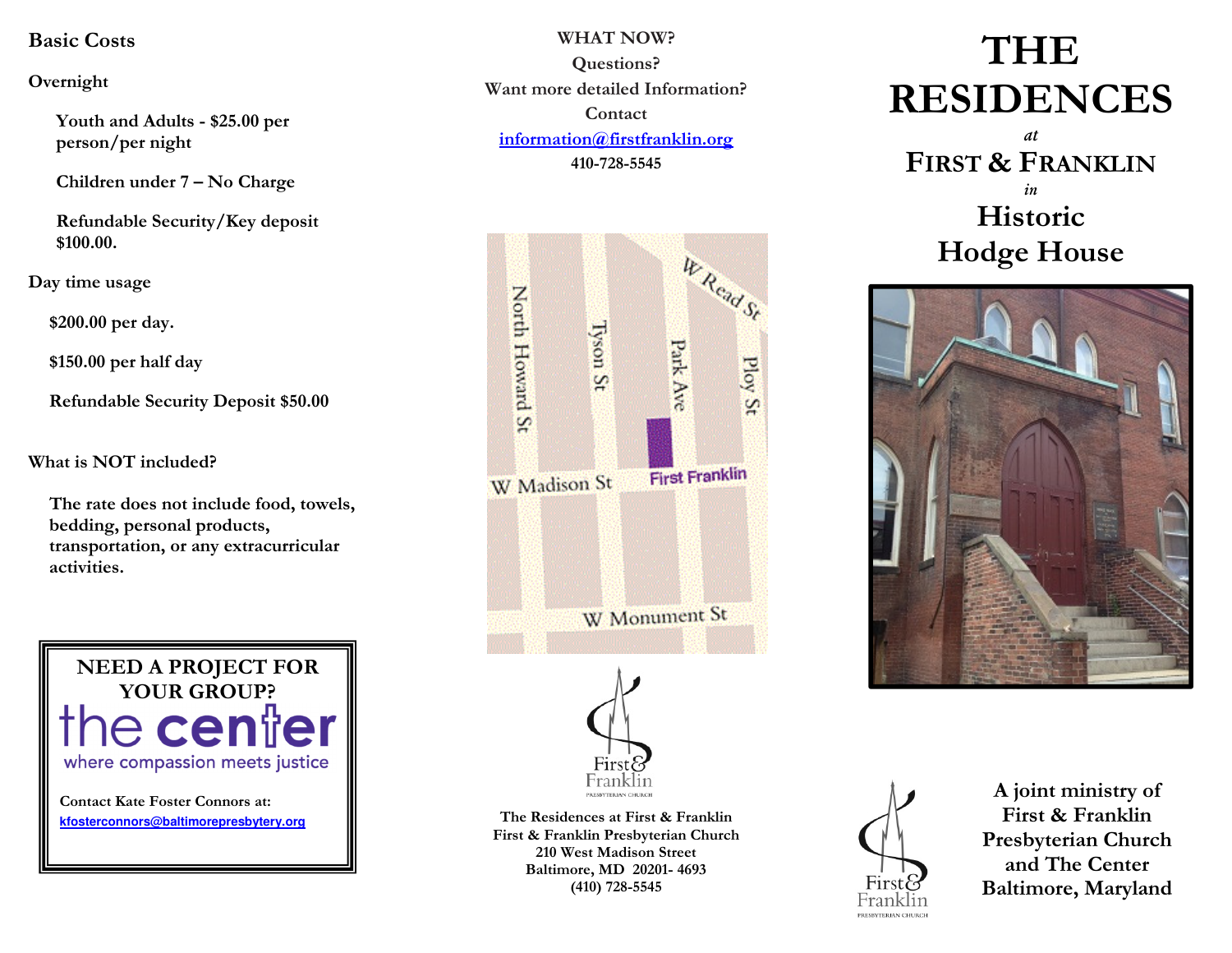## Basic Costs

**Overnight**

Youth and Adults - $25.00 per person/per night

Children under 7 – No Charge

Refundable Security/Key deposit $100.00.

**Day time usage**

$200.00 per day.

$150.00 per half day

Refundable Security Deposit $50.00

**What is NOT included?**

The rate does not include food, towels, bedding, personal products, transportation, or any extracurricular activities.

**NEED A PROJECT FOR YOUR GROUP?**

the center
where compassion meets justice

Contact Kate Foster Connors at:
kfosterconnors@baltimorepresbytery.org

**WHAT NOW?**
**Questions?**
**Want more detailed Information?**
**Contact**
information@firstfranklin.org
410-728-5545

The Residences at First & Franklin
First & Franklin Presbyterian Church
210 West Madison Street
Baltimore, MD 20201- 4693
(410) 728-5545

# THE RESIDENCES

*at*

## FIRST & FRANKLIN

*in*

## Historic Hodge House

**A joint ministry of First & Franklin Presbyterian Church and The Center Baltimore, Maryland**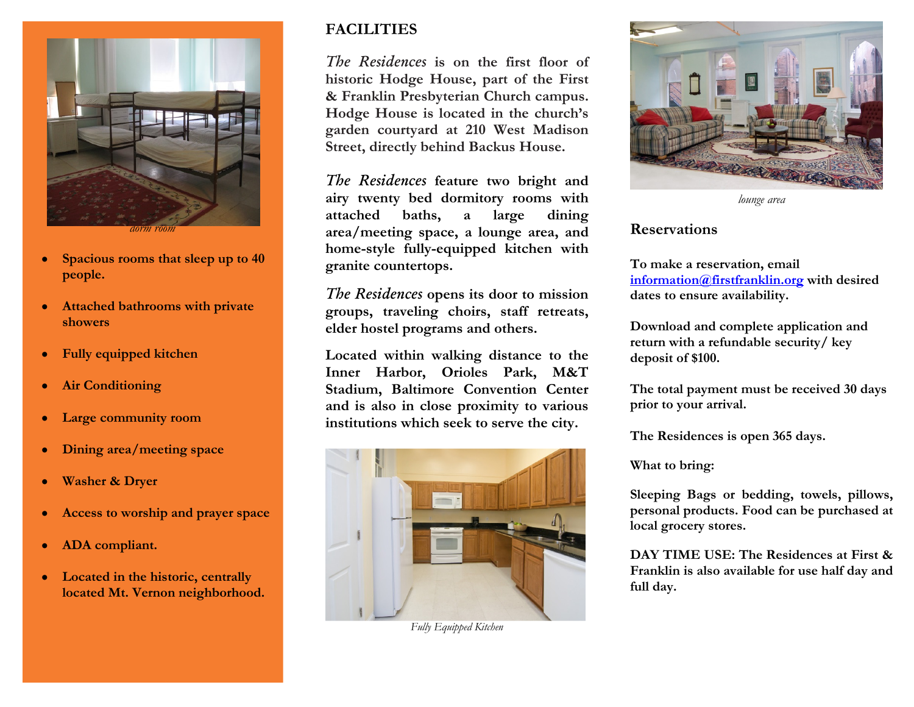dorm room

- Spacious rooms that sleep up to 40 people.
- Attached bathrooms with private showers
- Fully equipped kitchen
- Air Conditioning
- Large community room
- Dining area/meeting space
- Washer & Dryer
- Access to worship and prayer space
- ADA compliant.
- Located in the historic, centrally located Mt. Vernon neighborhood.

## FACILITIES

*The Residences* is on the first floor of historic Hodge House, part of the First & Franklin Presbyterian Church campus. Hodge House is located in the church's garden courtyard at 210 West Madison Street, directly behind Backus House.

*The Residences* feature two bright and airy twenty bed dormitory rooms with attached baths, a large dining area/meeting space, a lounge area, and home-style fully-equipped kitchen with granite countertops.

*The Residences* opens its door to mission groups, traveling choirs, staff retreats, elder hostel programs and others.

Located within walking distance to the Inner Harbor, Orioles Park, M&T Stadium, Baltimore Convention Center and is also in close proximity to various institutions which seek to serve the city.

*Fully Equipped Kitchen*

*lounge area*

## Reservations

To make a reservation, email information@firstfranklin.org with desired dates to ensure availability.

Download and complete application and return with a refundable security/ key deposit of $100.

The total payment must be received 30 days prior to your arrival.

The Residences is open 365 days.

What to bring:

Sleeping Bags or bedding, towels, pillows, personal products. Food can be purchased at local grocery stores.

DAY TIME USE: The Residences at First & Franklin is also available for use half day and full day.